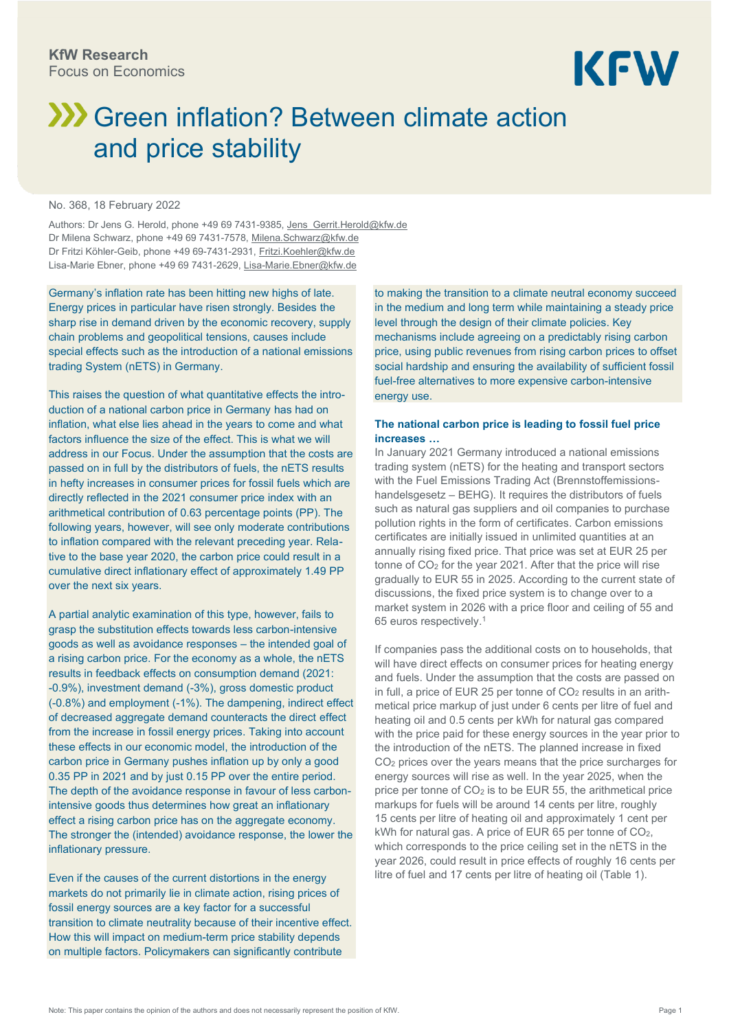KfW Research
Focus on Economics

KFW

# Green inflation? Between climate action and price stability

No. 368, 18 February 2022

Authors: Dr Jens G. Herold, phone +49 69 7431-9385, Jens_Gerrit.Herold@kfw.de
Dr Milena Schwarz, phone +49 69 7431-7578, Milena.Schwarz@kfw.de
Dr Fritzi Köhler-Geib, phone +49 69-7431-2931, Fritzi.Koehler@kfw.de
Lisa-Marie Ebner, phone +49 69 7431-2629, Lisa-Marie.Ebner@kfw.de

Germany's inflation rate has been hitting new highs of late. Energy prices in particular have risen strongly. Besides the sharp rise in demand driven by the economic recovery, supply chain problems and geopolitical tensions, causes include special effects such as the introduction of a national emissions trading System (nETS) in Germany.

This raises the question of what quantitative effects the introduction of a national carbon price in Germany has had on inflation, what else lies ahead in the years to come and what factors influence the size of the effect. This is what we will address in our Focus. Under the assumption that the costs are passed on in full by the distributors of fuels, the nETS results in hefty increases in consumer prices for fossil fuels which are directly reflected in the 2021 consumer price index with an arithmetical contribution of 0.63 percentage points (PP). The following years, however, will see only moderate contributions to inflation compared with the relevant preceding year. Relative to the base year 2020, the carbon price could result in a cumulative direct inflationary effect of approximately 1.49 PP over the next six years.

A partial analytic examination of this type, however, fails to grasp the substitution effects towards less carbon-intensive goods as well as avoidance responses – the intended goal of a rising carbon price. For the economy as a whole, the nETS results in feedback effects on consumption demand (2021: -0.9%), investment demand (-3%), gross domestic product (-0.8%) and employment (-1%). The dampening, indirect effect of decreased aggregate demand counteracts the direct effect from the increase in fossil energy prices. Taking into account these effects in our economic model, the introduction of the carbon price in Germany pushes inflation up by only a good 0.35 PP in 2021 and by just 0.15 PP over the entire period. The depth of the avoidance response in favour of less carbon-intensive goods thus determines how great an inflationary effect a rising carbon price has on the aggregate economy. The stronger the (intended) avoidance response, the lower the inflationary pressure.

Even if the causes of the current distortions in the energy markets do not primarily lie in climate action, rising prices of fossil energy sources are a key factor for a successful transition to climate neutrality because of their incentive effect. How this will impact on medium-term price stability depends on multiple factors. Policymakers can significantly contribute to making the transition to a climate neutral economy succeed in the medium and long term while maintaining a steady price level through the design of their climate policies. Key mechanisms include agreeing on a predictably rising carbon price, using public revenues from rising carbon prices to offset social hardship and ensuring the availability of sufficient fossil fuel-free alternatives to more expensive carbon-intensive energy use.

### The national carbon price is leading to fossil fuel price increases …

In January 2021 Germany introduced a national emissions trading system (nETS) for the heating and transport sectors with the Fuel Emissions Trading Act (Brennstoffemissionshandelsgesetz – BEHG). It requires the distributors of fuels such as natural gas suppliers and oil companies to purchase pollution rights in the form of certificates. Carbon emissions certificates are initially issued in unlimited quantities at an annually rising fixed price. That price was set at EUR 25 per tonne of $CO_2$ for the year 2021. After that the price will rise gradually to EUR 55 in 2025. According to the current state of discussions, the fixed price system is to change over to a market system in 2026 with a price floor and ceiling of 55 and 65 euros respectively.[1]

If companies pass the additional costs on to households, that will have direct effects on consumer prices for heating energy and fuels. Under the assumption that the costs are passed on in full, a price of EUR 25 per tonne of $CO_2$ results in an arithmetical price markup of just under 6 cents per litre of fuel and heating oil and 0.5 cents per kWh for natural gas compared with the price paid for these energy sources in the year prior to the introduction of the nETS. The planned increase in fixed $CO_2$ prices over the years means that the price surcharges for energy sources will rise as well. In the year 2025, when the price per tonne of $CO_2$ is to be EUR 55, the arithmetical price markups for fuels will be around 14 cents per litre, roughly 15 cents per litre of heating oil and approximately 1 cent per kWh for natural gas. A price of EUR 65 per tonne of $CO_2$, which corresponds to the price ceiling set in the nETS in the year 2026, could result in price effects of roughly 16 cents per litre of fuel and 17 cents per litre of heating oil (Table 1).

Note: This paper contains the opinion of the authors and does not necessarily represent the position of KfW.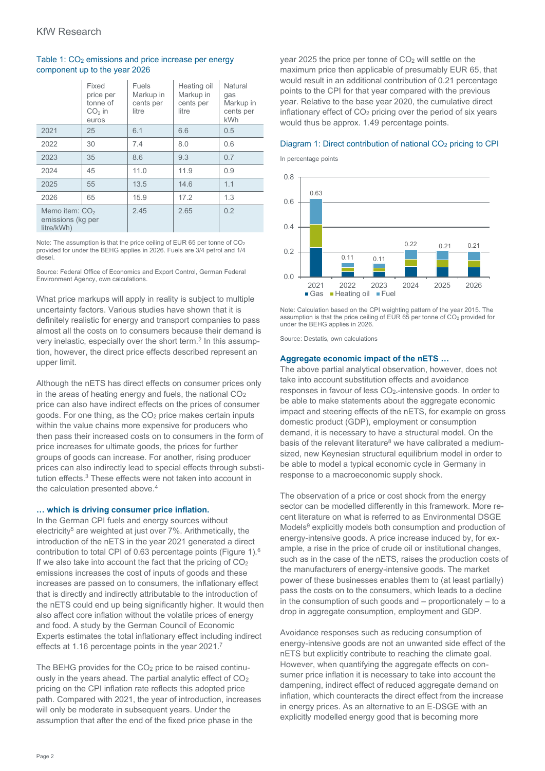Table 1: $CO_2$ emissions and price increase per energy component up to the year 2026

| | Fixed price per tonne of $CO_2$ in euros | Fuels Markup in cents per litre | Heating oil Markup in cents per litre | Natural gas Markup in cents per kWh |
|---|---|---|---|---|
| 2021 | 25 | 6.1 | 6.6 | 0.5 |
| 2022 | 30 | 7.4 | 8.0 | 0.6 |
| 2023 | 35 | 8.6 | 9.3 | 0.7 |
| 2024 | 45 | 11.0 | 11.9 | 0.9 |
| 2025 | 55 | 13.5 | 14.6 | 1.1 |
| 2026 | 65 | 15.9 | 17.2 | 1.3 |
| Memo item: $CO_2$ emissions (kg per litre/kWh) | | 2.45 | 2.65 | 0.2 |

Note: The assumption is that the price ceiling of EUR 65 per tonne of $CO_2$ provided for under the BEHG applies in 2026. Fuels are 3/4 petrol and 1/4 diesel.

Source: Federal Office of Economics and Export Control, German Federal Environment Agency, own calculations.

What price markups will apply in reality is subject to multiple uncertainty factors. Various studies have shown that it is definitely realistic for energy and transport companies to pass almost all the costs on to consumers because their demand is very inelastic, especially over the short term.[2] In this assumption, however, the direct price effects described represent an upper limit.

Although the nETS has direct effects on consumer prices only in the areas of heating energy and fuels, the national $CO_2$ price can also have indirect effects on the prices of consumer goods. For one thing, as the $CO_2$ price makes certain inputs within the value chains more expensive for producers who then pass their increased costs on to consumers in the form of price increases for ultimate goods, the prices for further groups of goods can increase. For another, rising producer prices can also indirectly lead to special effects through substitution effects.[3] These effects were not taken into account in the calculation presented above.[4]

### … which is driving consumer price inflation.

In the German CPI fuels and energy sources without electricity[5] are weighted at just over 7%. Arithmetically, the introduction of the nETS in the year 2021 generated a direct contribution to total CPI of 0.63 percentage points (Figure 1).[6] If we also take into account the fact that the pricing of $CO_2$ emissions increases the cost of inputs of goods and these increases are passed on to consumers, the inflationary effect that is directly and indirectly attributable to the introduction of the nETS could end up being significantly higher. It would then also affect core inflation without the volatile prices of energy and food. A study by the German Council of Economic Experts estimates the total inflationary effect including indirect effects at 1.16 percentage points in the year 2021.[7]

The BEHG provides for the $CO_2$ price to be raised continuously in the years ahead. The partial analytic effect of $CO_2$ pricing on the CPI inflation rate reflects this adopted price path. Compared with 2021, the year of introduction, increases will only be moderate in subsequent years. Under the assumption that after the end of the fixed price phase in the year 2025 the price per tonne of $CO_2$ will settle on the maximum price then applicable of presumably EUR 65, that would result in an additional contribution of 0.21 percentage points to the CPI for that year compared with the previous year. Relative to the base year 2020, the cumulative direct inflationary effect of $CO_2$ pricing over the period of six years would thus be approx. 1.49 percentage points.

Diagram 1: Direct contribution of national $CO_2$ pricing to CPI

In percentage points

Note: Calculation based on the CPI weighting pattern of the year 2015. The assumption is that the price ceiling of EUR 65 per tonne of $CO_2$ provided for under the BEHG applies in 2026.

Source: Destatis, own calculations

### Aggregate economic impact of the nETS …

The above partial analytical observation, however, does not take into account substitution effects and avoidance responses in favour of less $CO_2$-intensive goods. In order to be able to make statements about the aggregate economic impact and steering effects of the nETS, for example on gross domestic product (GDP), employment or consumption demand, it is necessary to have a structural model. On the basis of the relevant literature[8] we have calibrated a medium-sized, new Keynesian structural equilibrium model in order to be able to model a typical economic cycle in Germany in response to a macroeconomic supply shock.

The observation of a price or cost shock from the energy sector can be modelled differently in this framework. More recent literature on what is referred to as Environmental DSGE Models[9] explicitly models both consumption and production of energy-intensive goods. A price increase induced by, for example, a rise in the price of crude oil or institutional changes, such as in the case of the nETS, raises the production costs of the manufacturers of energy-intensive goods. The market power of these businesses enables them to (at least partially) pass the costs on to the consumers, which leads to a decline in the consumption of such goods and – proportionately – to a drop in aggregate consumption, employment and GDP.

Avoidance responses such as reducing consumption of energy-intensive goods are not an unwanted side effect of the nETS but explicitly contribute to reaching the climate goal. However, when quantifying the aggregate effects on consumer price inflation it is necessary to take into account the dampening, indirect effect of reduced aggregate demand on inflation, which counteracts the direct effect from the increase in energy prices. As an alternative to an E-DSGE with an explicitly modelled energy good that is becoming more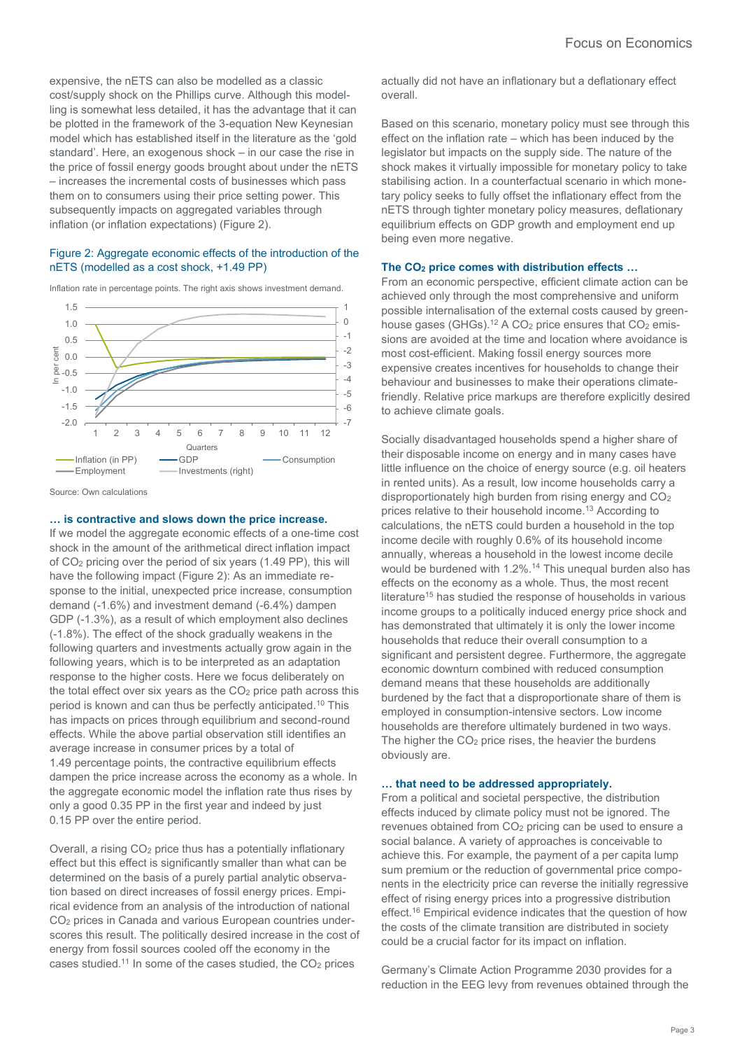expensive, the nETS can also be modelled as a classic cost/supply shock on the Phillips curve. Although this modelling is somewhat less detailed, it has the advantage that it can be plotted in the framework of the 3-equation New Keynesian model which has established itself in the literature as the 'gold standard'. Here, an exogenous shock – in our case the rise in the price of fossil energy goods brought about under the nETS – increases the incremental costs of businesses which pass them on to consumers using their price setting power. This subsequently impacts on aggregated variables through inflation (or inflation expectations) (Figure 2).

Figure 2: Aggregate economic effects of the introduction of the nETS (modelled as a cost shock, +1.49 PP)

Inflation rate in percentage points. The right axis shows investment demand.

In per cent

1.5
1.0
0.5
0.0
-0.5
-1.0
-1.5
-2.0

1
0
-1
-2
-3
-4
-5
-6
-7

1 2 3 4 5 6 7 8 9 10 11 12

Quarters

Inflation (in PP)
GDP
Consumption
Employment
Investments (right)

Source: Own calculations

### … is contractive and slows down the price increase.

If we model the aggregate economic effects of a one-time cost shock in the amount of the arithmetical direct inflation impact of $CO_2$ pricing over the period of six years (1.49 PP), this will have the following impact (Figure 2): As an immediate response to the initial, unexpected price increase, consumption demand (-1.6%) and investment demand (-6.4%) dampen GDP (-1.3%), as a result of which employment also declines (-1.8%). The effect of the shock gradually weakens in the following quarters and investments actually grow again in the following years, which is to be interpreted as an adaptation response to the higher costs. Here we focus deliberately on the total effect over six years as the $CO_2$ price path across this period is known and can thus be perfectly anticipated.[10] This has impacts on prices through equilibrium and second-round effects. While the above partial observation still identifies an average increase in consumer prices by a total of 1.49 percentage points, the contractive equilibrium effects dampen the price increase across the economy as a whole. In the aggregate economic model the inflation rate thus rises by only a good 0.35 PP in the first year and indeed by just 0.15 PP over the entire period.

Overall, a rising $CO_2$ price thus has a potentially inflationary effect but this effect is significantly smaller than what can be determined on the basis of a purely partial analytic observation based on direct increases of fossil energy prices. Empirical evidence from an analysis of the introduction of national $CO_2$ prices in Canada and various European countries underscores this result. The politically desired increase in the cost of energy from fossil sources cooled off the economy in the cases studied.[11] In some of the cases studied, the $CO_2$ prices actually did not have an inflationary but a deflationary effect overall.

Based on this scenario, monetary policy must see through this effect on the inflation rate – which has been induced by the legislator but impacts on the supply side. The nature of the shock makes it virtually impossible for monetary policy to take stabilising action. In a counterfactual scenario in which monetary policy seeks to fully offset the inflationary effect from the nETS through tighter monetary policy measures, deflationary equilibrium effects on GDP growth and employment end up being even more negative.

### The $CO_2$ price comes with distribution effects …

From an economic perspective, efficient climate action can be achieved only through the most comprehensive and uniform possible internalisation of the external costs caused by greenhouse gases (GHGs).[12] A $CO_2$ price ensures that $CO_2$ emissions are avoided at the time and location where avoidance is most cost-efficient. Making fossil energy sources more expensive creates incentives for households to change their behaviour and businesses to make their operations climate-friendly. Relative price markups are therefore explicitly desired to achieve climate goals.

Socially disadvantaged households spend a higher share of their disposable income on energy and in many cases have little influence on the choice of energy source (e.g. oil heaters in rented units). As a result, low income households carry a disproportionately high burden from rising energy and $CO_2$ prices relative to their household income.[13] According to calculations, the nETS could burden a household in the top income decile with roughly 0.6% of its household income annually, whereas a household in the lowest income decile would be burdened with 1.2%.[14] This unequal burden also has effects on the economy as a whole. Thus, the most recent literature[15] has studied the response of households in various income groups to a politically induced energy price shock and has demonstrated that ultimately it is only the lower income households that reduce their overall consumption to a significant and persistent degree. Furthermore, the aggregate economic downturn combined with reduced consumption demand means that these households are additionally burdened by the fact that a disproportionate share of them is employed in consumption-intensive sectors. Low income households are therefore ultimately burdened in two ways. The higher the $CO_2$ price rises, the heavier the burdens obviously are.

### … that need to be addressed appropriately.

From a political and societal perspective, the distribution effects induced by climate policy must not be ignored. The revenues obtained from $CO_2$ pricing can be used to ensure a social balance. A variety of approaches is conceivable to achieve this. For example, the payment of a per capita lump sum premium or the reduction of governmental price components in the electricity price can reverse the initially regressive effect of rising energy prices into a progressive distribution effect.[16] Empirical evidence indicates that the question of how the costs of the climate transition are distributed in society could be a crucial factor for its impact on inflation.

Germany's Climate Action Programme 2030 provides for a reduction in the EEG levy from revenues obtained through the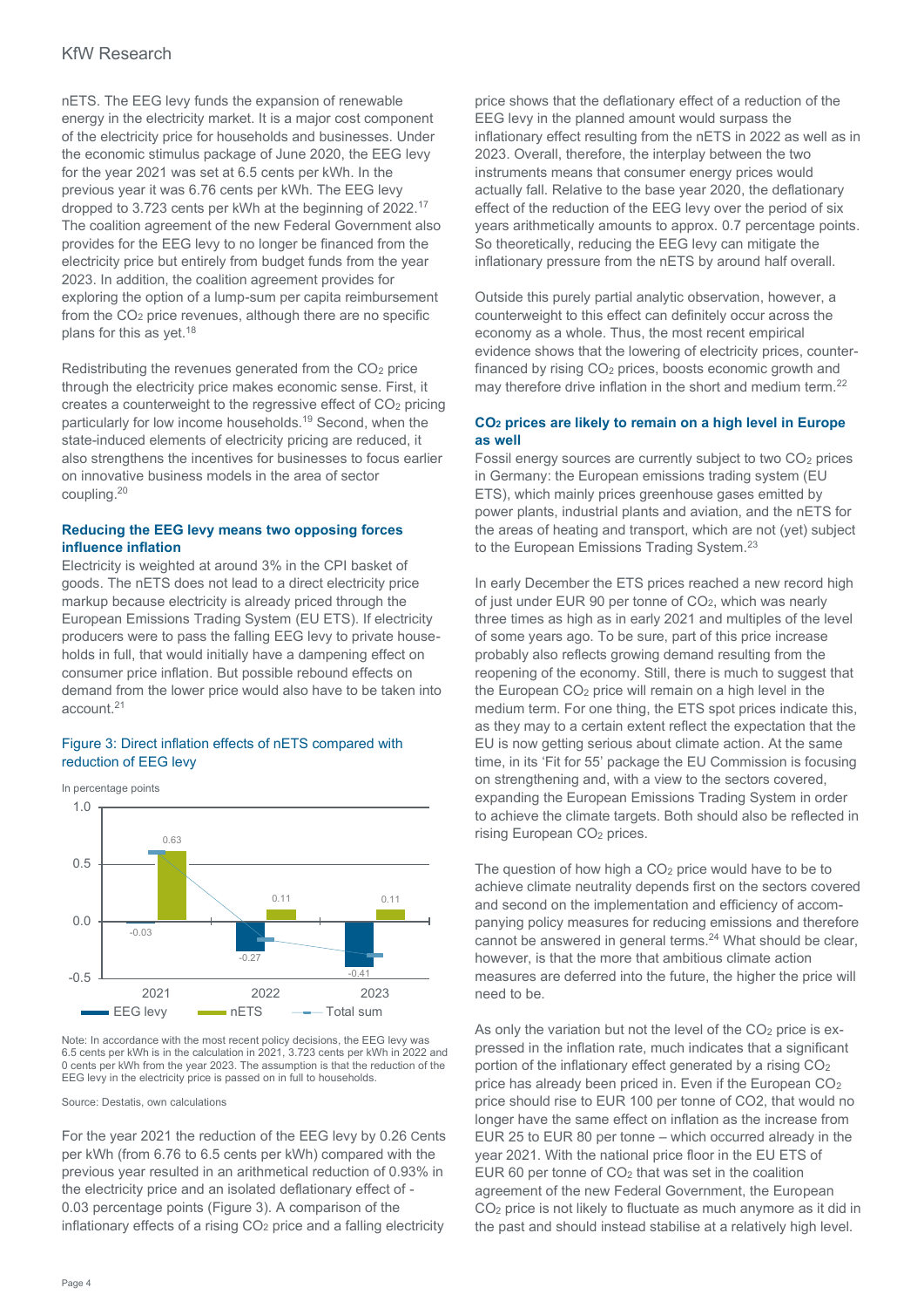nETS. The EEG levy funds the expansion of renewable energy in the electricity market. It is a major cost component of the electricity price for households and businesses. Under the economic stimulus package of June 2020, the EEG levy for the year 2021 was set at 6.5 cents per kWh. In the previous year it was 6.76 cents per kWh. The EEG levy dropped to 3.723 cents per kWh at the beginning of 2022.[17] The coalition agreement of the new Federal Government also provides for the EEG levy to no longer be financed from the electricity price but entirely from budget funds from the year 2023. In addition, the coalition agreement provides for exploring the option of a lump-sum per capita reimbursement from the $CO_2$ price revenues, although there are no specific plans for this as yet.[18]

Redistributing the revenues generated from the $CO_2$ price through the electricity price makes economic sense. First, it creates a counterweight to the regressive effect of $CO_2$ pricing particularly for low income households.[19] Second, when the state-induced elements of electricity pricing are reduced, it also strengthens the incentives for businesses to focus earlier on innovative business models in the area of sector coupling.[20]

### Reducing the EEG levy means two opposing forces influence inflation

Electricity is weighted at around 3% in the CPI basket of goods. The nETS does not lead to a direct electricity price markup because electricity is already priced through the European Emissions Trading System (EU ETS). If electricity producers were to pass the falling EEG levy to private households in full, that would initially have a dampening effect on consumer price inflation. But possible rebound effects on demand from the lower price would also have to be taken into account.[21]

Figure 3: Direct inflation effects of nETS compared with reduction of EEG levy

In percentage points

1.0
0.5
0.0
-0.5
0.63
-0.03
0.11
-0.27
0.11
-0.41
2021
2022
2023
EEG levy
nETS
Total sum

Note: In accordance with the most recent policy decisions, the EEG levy was 6.5 cents per kWh is in the calculation in 2021, 3.723 cents per kWh in 2022 and 0 cents per kWh from the year 2023. The assumption is that the reduction of the EEG levy in the electricity price is passed on in full to households.

Source: Destatis, own calculations

For the year 2021 the reduction of the EEG levy by 0.26 Cents per kWh (from 6.76 to 6.5 cents per kWh) compared with the previous year resulted in an arithmetical reduction of 0.93% in the electricity price and an isolated deflationary effect of -0.03 percentage points (Figure 3). A comparison of the inflationary effects of a rising $CO_2$ price and a falling electricity price shows that the deflationary effect of a reduction of the EEG levy in the planned amount would surpass the inflationary effect resulting from the nETS in 2022 as well as in 2023. Overall, therefore, the interplay between the two instruments means that consumer energy prices would actually fall. Relative to the base year 2020, the deflationary effect of the reduction of the EEG levy over the period of six years arithmetically amounts to approx. 0.7 percentage points. So theoretically, reducing the EEG levy can mitigate the inflationary pressure from the nETS by around half overall.

Outside this purely partial analytic observation, however, a counterweight to this effect can definitely occur across the economy as a whole. Thus, the most recent empirical evidence shows that the lowering of electricity prices, counter-financed by rising $CO_2$ prices, boosts economic growth and may therefore drive inflation in the short and medium term.[22]

### $CO_2$ prices are likely to remain on a high level in Europe as well

Fossil energy sources are currently subject to two $CO_2$ prices in Germany: the European emissions trading system (EU ETS), which mainly prices greenhouse gases emitted by power plants, industrial plants and aviation, and the nETS for the areas of heating and transport, which are not (yet) subject to the European Emissions Trading System.[23]

In early December the ETS prices reached a new record high of just under EUR 90 per tonne of $CO_2$, which was nearly three times as high as in early 2021 and multiples of the level of some years ago. To be sure, part of this price increase probably also reflects growing demand resulting from the reopening of the economy. Still, there is much to suggest that the European $CO_2$ price will remain on a high level in the medium term. For one thing, the ETS spot prices indicate this, as they may to a certain extent reflect the expectation that the EU is now getting serious about climate action. At the same time, in its 'Fit for 55' package the EU Commission is focusing on strengthening and, with a view to the sectors covered, expanding the European Emissions Trading System in order to achieve the climate targets. Both should also be reflected in rising European $CO_2$ prices.

The question of how high a $CO_2$ price would have to be to achieve climate neutrality depends first on the sectors covered and second on the implementation and efficiency of accompanying policy measures for reducing emissions and therefore cannot be answered in general terms.[24] What should be clear, however, is that the more that ambitious climate action measures are deferred into the future, the higher the price will need to be.

As only the variation but not the level of the $CO_2$ price is expressed in the inflation rate, much indicates that a significant portion of the inflationary effect generated by a rising $CO_2$ price has already been priced in. Even if the European $CO_2$ price should rise to EUR 100 per tonne of CO2, that would no longer have the same effect on inflation as the increase from EUR 25 to EUR 80 per tonne – which occurred already in the year 2021. With the national price floor in the EU ETS of EUR 60 per tonne of $CO_2$ that was set in the coalition agreement of the new Federal Government, the European $CO_2$ price is not likely to fluctuate as much anymore as it did in the past and should instead stabilise at a relatively high level.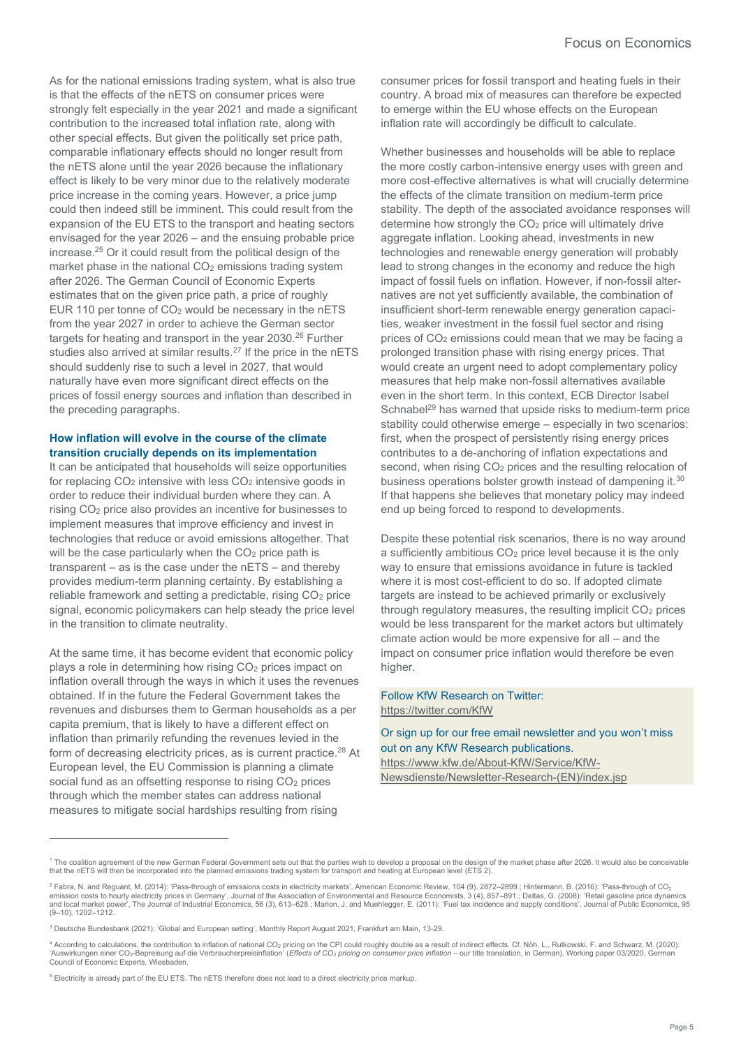As for the national emissions trading system, what is also true is that the effects of the nETS on consumer prices were strongly felt especially in the year 2021 and made a significant contribution to the increased total inflation rate, along with other special effects. But given the politically set price path, comparable inflationary effects should no longer result from the nETS alone until the year 2026 because the inflationary effect is likely to be very minor due to the relatively moderate price increase in the coming years. However, a price jump could then indeed still be imminent. This could result from the expansion of the EU ETS to the transport and heating sectors envisaged for the year 2026 – and the ensuing probable price increase.[25] Or it could result from the political design of the market phase in the national $CO_2$ emissions trading system after 2026. The German Council of Economic Experts estimates that on the given price path, a price of roughly EUR 110 per tonne of $CO_2$ would be necessary in the nETS from the year 2027 in order to achieve the German sector targets for heating and transport in the year 2030.[26] Further studies also arrived at similar results.[27] If the price in the nETS should suddenly rise to such a level in 2027, that would naturally have even more significant direct effects on the prices of fossil energy sources and inflation than described in the preceding paragraphs.

## How inflation will evolve in the course of the climate transition crucially depends on its implementation

It can be anticipated that households will seize opportunities for replacing $CO_2$ intensive with less $CO_2$ intensive goods in order to reduce their individual burden where they can. A rising $CO_2$ price also provides an incentive for businesses to implement measures that improve efficiency and invest in technologies that reduce or avoid emissions altogether. That will be the case particularly when the $CO_2$ price path is transparent – as is the case under the nETS – and thereby provides medium-term planning certainty. By establishing a reliable framework and setting a predictable, rising $CO_2$ price signal, economic policymakers can help steady the price level in the transition to climate neutrality.

At the same time, it has become evident that economic policy plays a role in determining how rising $CO_2$ prices impact on inflation overall through the ways in which it uses the revenues obtained. If in the future the Federal Government takes the revenues and disburses them to German households as a per capita premium, that is likely to have a different effect on inflation than primarily refunding the revenues levied in the form of decreasing electricity prices, as is current practice.[28] At European level, the EU Commission is planning a climate social fund as an offsetting response to rising $CO_2$ prices through which the member states can address national measures to mitigate social hardships resulting from rising consumer prices for fossil transport and heating fuels in their country. A broad mix of measures can therefore be expected to emerge within the EU whose effects on the European inflation rate will accordingly be difficult to calculate.

Whether businesses and households will be able to replace the more costly carbon-intensive energy uses with green and more cost-effective alternatives is what will crucially determine the effects of the climate transition on medium-term price stability. The depth of the associated avoidance responses will determine how strongly the $CO_2$ price will ultimately drive aggregate inflation. Looking ahead, investments in new technologies and renewable energy generation will probably lead to strong changes in the economy and reduce the high impact of fossil fuels on inflation. However, if non-fossil alternatives are not yet sufficiently available, the combination of insufficient short-term renewable energy generation capacities, weaker investment in the fossil fuel sector and rising prices of $CO_2$ emissions could mean that we may be facing a prolonged transition phase with rising energy prices. That would create an urgent need to adopt complementary policy measures that help make non-fossil alternatives available even in the short term. In this context, ECB Director Isabel Schnabel[29] has warned that upside risks to medium-term price stability could otherwise emerge – especially in two scenarios: first, when the prospect of persistently rising energy prices contributes to a de-anchoring of inflation expectations and second, when rising $CO_2$ prices and the resulting relocation of business operations bolster growth instead of dampening it.[30] If that happens she believes that monetary policy may indeed end up being forced to respond to developments.

Despite these potential risk scenarios, there is no way around a sufficiently ambitious $CO_2$ price level because it is the only way to ensure that emissions avoidance in future is tackled where it is most cost-efficient to do so. If adopted climate targets are instead to be achieved primarily or exclusively through regulatory measures, the resulting implicit $CO_2$ prices would be less transparent for the market actors but ultimately climate action would be more expensive for all – and the impact on consumer price inflation would therefore be even higher.

Follow KfW Research on Twitter:
https://twitter.com/KfW

Or sign up for our free email newsletter and you won't miss out on any KfW Research publications.
https://www.kfw.de/About-KfW/Service/KfW-Newsdienste/Newsletter-Research-(EN)/index.jsp

---

[1] The coalition agreement of the new German Federal Government sets out that the parties wish to develop a proposal on the design of the market phase after 2026. It would also be conceivable that the nETS will then be incorporated into the planned emissions trading system for transport and heating at European level (ETS 2).

[2] Fabra, N. and Reguant, M. (2014): 'Pass-through of emissions costs in electricity markets', American Economic Review, 104 (9), 2872–2899.; Hintermann, B. (2016): 'Pass-through of $CO_2$ emission costs to hourly electricity prices in Germany', Journal of the Association of Environmental and Resource Economists, 3 (4), 857–891.; Deltas, G. (2008): 'Retail gasoline price dynamics and local market power', The Journal of Industrial Economics, 56 (3), 613–628.; Marion, J. and Muehlegger, E. (2011): 'Fuel tax incidence and supply conditions', Journal of Public Economics, 95 (9–10), 1202–1212.

[3] Deutsche Bundesbank (2021): 'Global and European setting', Monthly Report August 2021, Frankfurt am Main, 13-29.

[4] According to calculations, the contribution to inflation of national $CO_2$ pricing on the CPI could roughly double as a result of indirect effects. Cf. Nöh, L., Rutkowski, F. and Schwarz, M. (2020): 'Auswirkungen einer $CO_2$-Bepreisung auf die Verbraucherpreisinflation' (*Effects of $CO_2$ pricing on consumer price inflation* – our title translation, in German), Working paper 03/2020, German Council of Economic Experts, Wiesbaden.

[5] Electricity is already part of the EU ETS. The nETS therefore does not lead to a direct electricity price markup.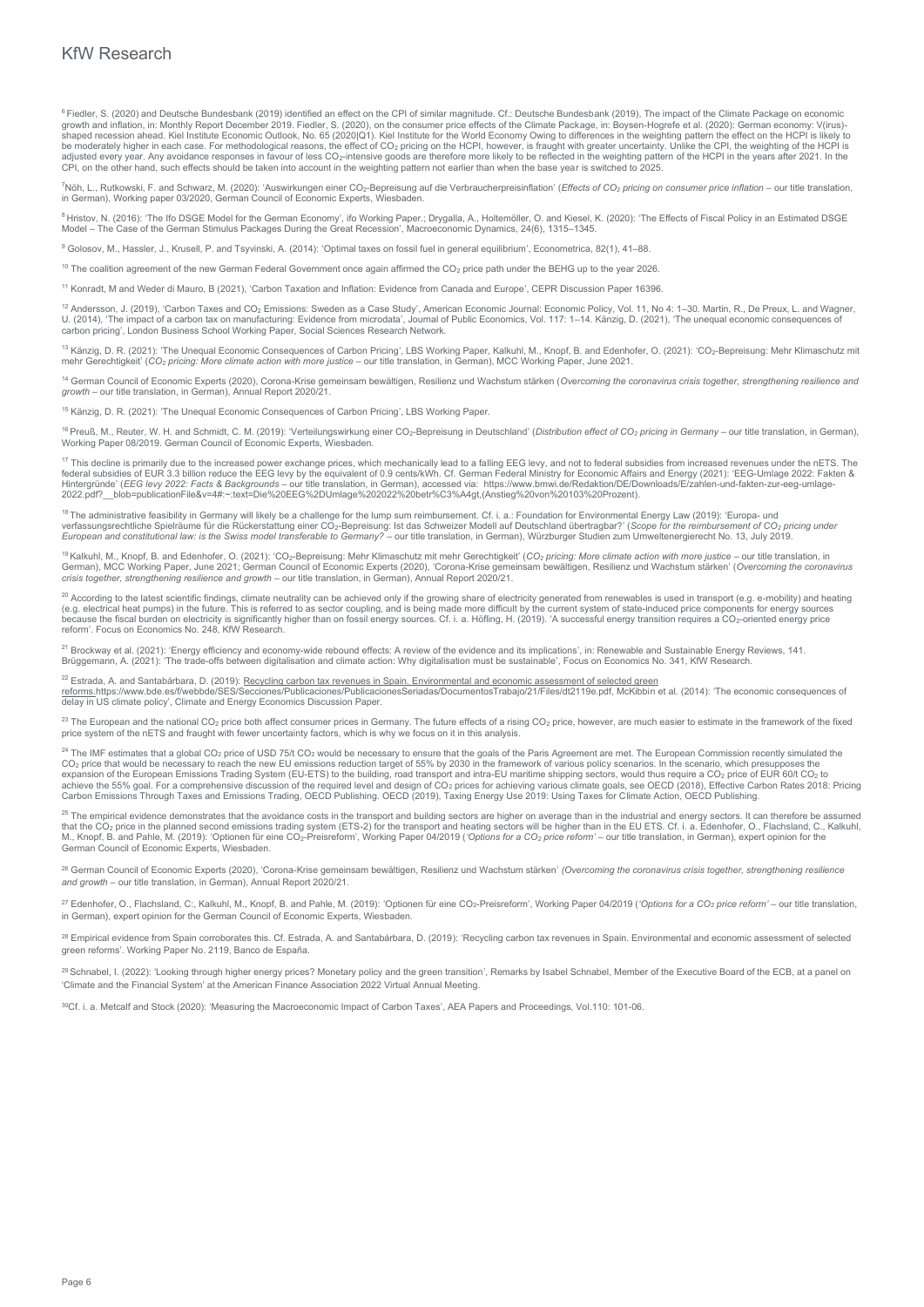[6] Fiedler, S. (2020) and Deutsche Bundesbank (2019) identified an effect on the CPI of similar magnitude. Cf.: Deutsche Bundesbank (2019), The impact of the Climate Package on economic growth and inflation, in: Monthly Report December 2019. Fiedler, S. (2020), on the consumer price effects of the Climate Package, in: Boysen-Hogrefe et al. (2020): German economy: V(irus)-shaped recession ahead. Kiel Institute Economic Outlook, No. 65 (2020|Q1). Kiel Institute for the World Economy Owing to differences in the weighting pattern the effect on the HCPI is likely to be moderately higher in each case. For methodological reasons, the effect of $CO_2$ pricing on the HCPI, however, is fraught with greater uncertainty. Unlike the CPI, the weighting of the HCPI is adjusted every year. Any avoidance responses in favour of less $CO_2$-intensive goods are therefore more likely to be reflected in the weighting pattern of the HCPI in the years after 2021. In the CPI, on the other hand, such effects should be taken into account in the weighting pattern not earlier than when the base year is switched to 2025.

[7] Nöh, L., Rutkowski, F. and Schwarz, M. (2020): 'Auswirkungen einer $CO_2$-Bepreisung auf die Verbraucherpreisinflation' (*Effects of $CO_2$ pricing on consumer price inflation* – our title translation, in German), Working paper 03/2020, German Council of Economic Experts, Wiesbaden.

[8] Hristov, N. (2016): 'The Ifo DSGE Model for the German Economy', ifo Working Paper.; Drygalla, A., Holtemöller, O. and Kiesel, K. (2020): 'The Effects of Fiscal Policy in an Estimated DSGE Model – The Case of the German Stimulus Packages During the Great Recession', Macroeconomic Dynamics, 24(6), 1315–1345.

[9] Golosov, M., Hassler, J., Krusell, P. and Tsyvinski, A. (2014): 'Optimal taxes on fossil fuel in general equilibrium', Econometrica, 82(1), 41–88.

[10] The coalition agreement of the new German Federal Government once again affirmed the $CO_2$ price path under the BEHG up to the year 2026.

[11] Konradt, M and Weder di Mauro, B (2021), 'Carbon Taxation and Inflation: Evidence from Canada and Europe', CEPR Discussion Paper 16396.

[12] Andersson, J. (2019), 'Carbon Taxes and $CO_2$ Emissions: Sweden as a Case Study', American Economic Journal: Economic Policy, Vol. 11, No 4: 1–30. Martin, R., De Preux, L. and Wagner, U. (2014), 'The impact of a carbon tax on manufacturing: Evidence from microdata', Journal of Public Economics, Vol. 117: 1–14. Känzig, D. (2021), 'The unequal economic consequences of carbon pricing', London Business School Working Paper, Social Sciences Research Network.

[13] Känzig, D. R. (2021): 'The Unequal Economic Consequences of Carbon Pricing', LBS Working Paper, Kalkuhl, M., Knopf, B. and Edenhofer, O. (2021): '$CO_2$-Bepreisung: Mehr Klimaschutz mit mehr Gerechtigkeit' (*$CO_2$ pricing: More climate action with more justice* – our title translation, in German), MCC Working Paper, June 2021.

[14] German Council of Economic Experts (2020), Corona-Krise gemeinsam bewältigen, Resilienz und Wachstum stärken (*Overcoming the coronavirus crisis together, strengthening resilience and growth* – our title translation, in German), Annual Report 2020/21.

[15] Känzig, D. R. (2021): 'The Unequal Economic Consequences of Carbon Pricing', LBS Working Paper.

[16] Preuß, M., Reuter, W. H. and Schmidt, C. M. (2019): 'Verteilungswirkung einer $CO_2$-Bepreisung in Deutschland' (*Distribution effect of $CO_2$ pricing in Germany* – our title translation, in German), Working Paper 08/2019. German Council of Economic Experts, Wiesbaden.

[17] This decline is primarily due to the increased power exchange prices, which mechanically lead to a falling EEG levy, and not to federal subsidies from increased revenues under the nETS. The federal subsidies of EUR 3.3 billion reduce the EEG levy by the equivalent of 0.9 cents/kWh. Cf. German Federal Ministry for Economic Affairs and Energy (2021): 'EEG-Umlage 2022: Fakten & Hintergründe' (*EEG levy 2022: Facts & Backgrounds* – our title translation, in German), accessed via: https://www.bmwi.de/Redaktion/DE/Downloads/E/zahlen-und-fakten-zur-eeg-umlage-2022.pdf?__blob=publicationFile&v=4#:~:text=Die%20EEG%2DUmlage%202022%20betr%C3%A4gt,(Anstieg%20von%20103%20Prozent).

[18] The administrative feasibility in Germany will likely be a challenge for the lump sum reimbursement. Cf. i. a.: Foundation for Environmental Energy Law (2019): 'Europa- und verfassungsrechtliche Spielräume für die Rückerstattung einer $CO_2$-Bepreisung: Ist das Schweizer Modell auf Deutschland übertragbar?' (*Scope for the reimbursement of $CO_2$ pricing under European and constitutional law: is the Swiss model transferable to Germany?* – our title translation, in German), Würzburger Studien zum Umweltenergierecht No. 13, July 2019.

[19] Kalkuhl, M., Knopf, B. and Edenhofer, O. (2021): '$CO_2$-Bepreisung: Mehr Klimaschutz mit mehr Gerechtigkeit' (*$CO_2$ pricing: More climate action with more justice* – our title translation, in German), MCC Working Paper, June 2021; German Council of Economic Experts (2020), 'Corona-Krise gemeinsam bewältigen, Resilienz und Wachstum stärken' (*Overcoming the coronavirus crisis together, strengthening resilience and growth* – our title translation, in German), Annual Report 2020/21.

[20] According to the latest scientific findings, climate neutrality can be achieved only if the growing share of electricity generated from renewables is used in transport (e.g. e-mobility) and heating (e.g. electrical heat pumps) in the future. This is referred to as sector coupling, and is being made more difficult by the current system of state-induced price components for energy sources because the fiscal burden on electricity is significantly higher than on fossil energy sources. Cf. i. a. Höfling, H. (2019). 'A successful energy transition requires a $CO_2$-oriented energy price reform'. Focus on Economics No. 248, KfW Research.

[21] Brockway et al. (2021): 'Energy efficiency and economy-wide rebound effects: A review of the evidence and its implications', in: Renewable and Sustainable Energy Reviews, 141. Brüggemann, A. (2021): 'The trade-offs between digitalisation and climate action: Why digitalisation must be sustainable', Focus on Economics No. 341, KfW Research.

[22] Estrada, A. and Santabárbara, D. (2019): Recycling carbon tax revenues in Spain. Environmental and economic assessment of selected green reforms.https://www.bde.es/f/webbde/SES/Secciones/Publicaciones/PublicacionesSeriadas/DocumentosTrabajo/21/Files/dt2119e.pdf, McKibbin et al. (2014): 'The economic consequences of delay in US climate policy', Climate and Energy Economics Discussion Paper.

[23] The European and the national $CO_2$ price both affect consumer prices in Germany. The future effects of a rising $CO_2$ price, however, are much easier to estimate in the framework of the fixed price system of the nETS and fraught with fewer uncertainty factors, which is why we focus on it in this analysis.

[24] The IMF estimates that a global $CO_2$ price of USD 75/t $CO_2$ would be necessary to ensure that the goals of the Paris Agreement are met. The European Commission recently simulated the $CO_2$ price that would be necessary to reach the new EU emissions reduction target of 55% by 2030 in the framework of various policy scenarios. In the scenario, which presupposes the expansion of the European Emissions Trading System (EU-ETS) to the building, road transport and intra-EU maritime shipping sectors, would thus require a $CO_2$ price of EUR 60/t $CO_2$ to achieve the 55% goal. For a comprehensive discussion of the required level and design of $CO_2$ prices for achieving various climate goals, see OECD (2018), Effective Carbon Rates 2018: Pricing Carbon Emissions Through Taxes and Emissions Trading, OECD Publishing. OECD (2019), Taxing Energy Use 2019: Using Taxes for Climate Action, OECD Publishing.

[25] The empirical evidence demonstrates that the avoidance costs in the transport and building sectors are higher on average than in the industrial and energy sectors. It can therefore be assumed that the $CO_2$ price in the planned second emissions trading system (ETS-2) for the transport and heating sectors will be higher than in the EU ETS. Cf. i. a. Edenhofer, O., Flachsland, C., Kalkuhl, M., Knopf, B. and Pahle, M. (2019): 'Optionen für eine $CO_2$-Preisreform', Working Paper 04/2019 (*'Options for a $CO_2$ price reform'* – our title translation, in German), expert opinion for the German Council of Economic Experts, Wiesbaden.

[26] German Council of Economic Experts (2020), 'Corona-Krise gemeinsam bewältigen, Resilienz und Wachstum stärken' *(Overcoming the coronavirus crisis together, strengthening resilience and growth* – our title translation, in German), Annual Report 2020/21.

[27] Edenhofer, O., Flachsland, C:, Kalkuhl, M., Knopf, B. and Pahle, M. (2019): 'Optionen für eine $CO_2$-Preisreform', Working Paper 04/2019 (*'Options for a $CO_2$ price reform'* – our title translation, in German), expert opinion for the German Council of Economic Experts, Wiesbaden.

[28] Empirical evidence from Spain corroborates this. Cf. Estrada, A. and Santabárbara, D. (2019): 'Recycling carbon tax revenues in Spain. Environmental and economic assessment of selected green reforms'. Working Paper No. 2119, Banco de España.

[29] Schnabel, I. (2022): 'Looking through higher energy prices? Monetary policy and the green transition', Remarks by Isabel Schnabel, Member of the Executive Board of the ECB, at a panel on 'Climate and the Financial System' at the American Finance Association 2022 Virtual Annual Meeting.

[30] Cf. i. a. Metcalf and Stock (2020): 'Measuring the Macroeconomic Impact of Carbon Taxes', AEA Papers and Proceedings, Vol.110: 101-06.